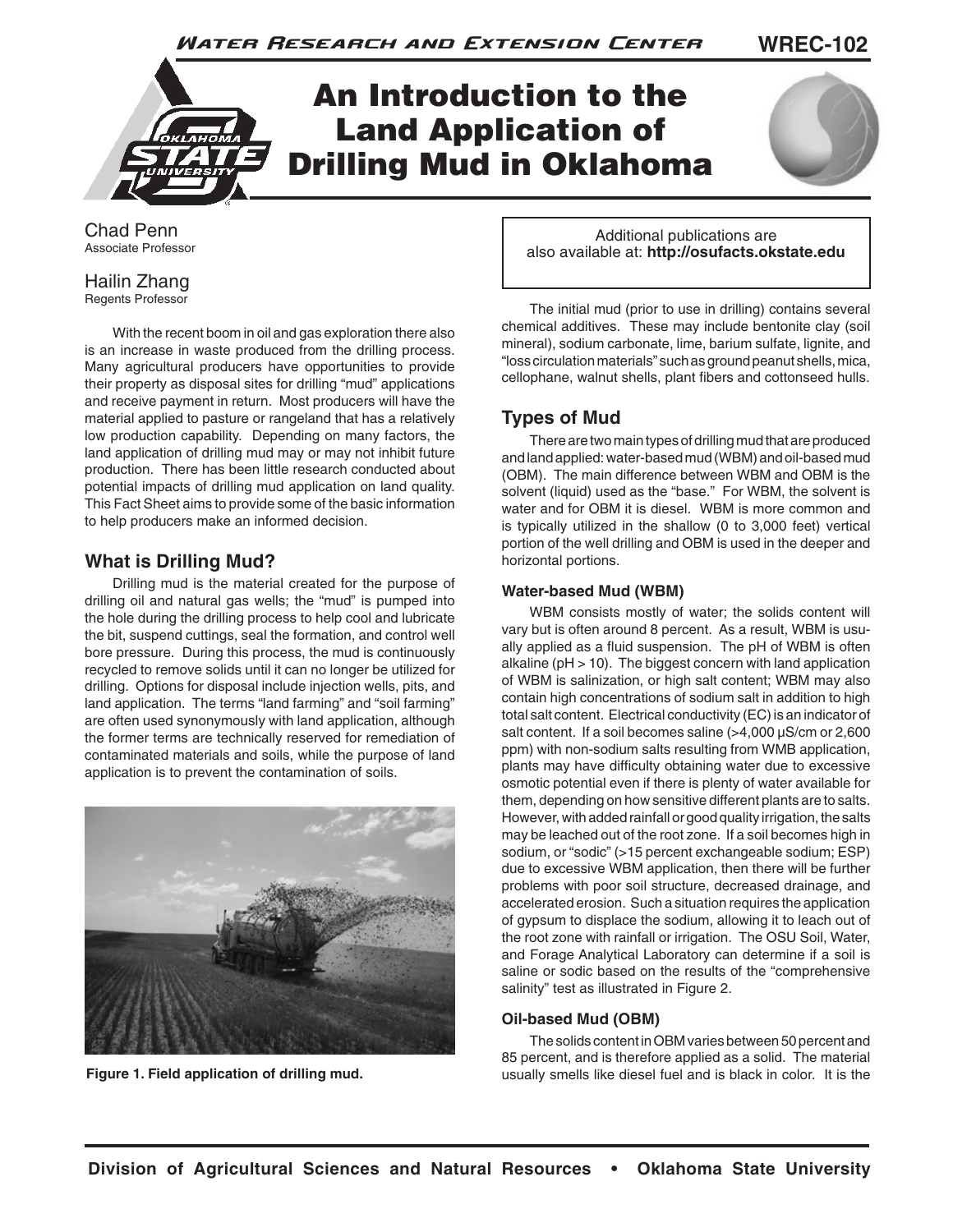# An Introduction to the Land Application of Drilling Mud in Oklahoma

Chad Penn
Associate Professor

Hailin Zhang
Regents Professor

With the recent boom in oil and gas exploration there also is an increase in waste produced from the drilling process. Many agricultural producers have opportunities to provide their property as disposal sites for drilling "mud" applications and receive payment in return. Most producers will have the material applied to pasture or rangeland that has a relatively low production capability. Depending on many factors, the land application of drilling mud may or may not inhibit future production. There has been little research conducted about potential impacts of drilling mud application on land quality. This Fact Sheet aims to provide some of the basic information to help producers make an informed decision.

## What is Drilling Mud?

Drilling mud is the material created for the purpose of drilling oil and natural gas wells; the "mud" is pumped into the hole during the drilling process to help cool and lubricate the bit, suspend cuttings, seal the formation, and control well bore pressure. During this process, the mud is continuously recycled to remove solids until it can no longer be utilized for drilling. Options for disposal include injection wells, pits, and land application. The terms "land farming" and "soil farming" are often used synonymously with land application, although the former terms are technically reserved for remediation of contaminated materials and soils, while the purpose of land application is to prevent the contamination of soils.

**Figure 1. Field application of drilling mud.**

Additional publications are also available at: **http://osufacts.okstate.edu**

The initial mud (prior to use in drilling) contains several chemical additives. These may include bentonite clay (soil mineral), sodium carbonate, lime, barium sulfate, lignite, and "loss circulation materials" such as ground peanut shells, mica, cellophane, walnut shells, plant fibers and cottonseed hulls.

## Types of Mud

There are two main types of drilling mud that are produced and land applied: water-based mud (WBM) and oil-based mud (OBM). The main difference between WBM and OBM is the solvent (liquid) used as the "base." For WBM, the solvent is water and for OBM it is diesel. WBM is more common and is typically utilized in the shallow (0 to 3,000 feet) vertical portion of the well drilling and OBM is used in the deeper and horizontal portions.

### Water-based Mud (WBM)

WBM consists mostly of water; the solids content will vary but is often around 8 percent. As a result, WBM is usually applied as a fluid suspension. The pH of WBM is often alkaline (pH > 10). The biggest concern with land application of WBM is salinization, or high salt content; WBM may also contain high concentrations of sodium salt in addition to high total salt content. Electrical conductivity (EC) is an indicator of salt content. If a soil becomes saline (>4,000 µS/cm or 2,600 ppm) with non-sodium salts resulting from WMB application, plants may have difficulty obtaining water due to excessive osmotic potential even if there is plenty of water available for them, depending on how sensitive different plants are to salts. However, with added rainfall or good quality irrigation, the salts may be leached out of the root zone. If a soil becomes high in sodium, or "sodic" (>15 percent exchangeable sodium; ESP) due to excessive WBM application, then there will be further problems with poor soil structure, decreased drainage, and accelerated erosion. Such a situation requires the application of gypsum to displace the sodium, allowing it to leach out of the root zone with rainfall or irrigation. The OSU Soil, Water, and Forage Analytical Laboratory can determine if a soil is saline or sodic based on the results of the "comprehensive salinity" test as illustrated in Figure 2.

### Oil-based Mud (OBM)

The solids content in OBM varies between 50 percent and 85 percent, and is therefore applied as a solid. The material usually smells like diesel fuel and is black in color. It is the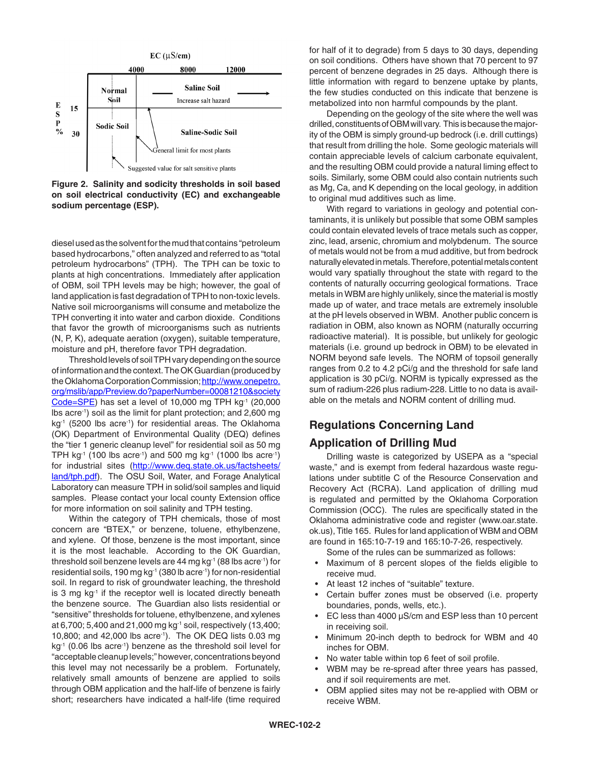**Figure 2. Salinity and sodicity thresholds in soil based on soil electrical conductivity (EC) and exchangeable sodium percentage (ESP).**

diesel used as the solvent for the mud that contains "petroleum based hydrocarbons," often analyzed and referred to as "total petroleum hydrocarbons" (TPH). The TPH can be toxic to plants at high concentrations. Immediately after application of OBM, soil TPH levels may be high; however, the goal of land application is fast degradation of TPH to non-toxic levels. Native soil microorganisms will consume and metabolize the TPH converting it into water and carbon dioxide. Conditions that favor the growth of microorganisms such as nutrients (N, P, K), adequate aeration (oxygen), suitable temperature, moisture and pH, therefore favor TPH degradation.

Threshold levels of soil TPH vary depending on the source of information and the context. The OK Guardian (produced by the Oklahoma Corporation Commission; http://www.onepetro.org/mslib/app/Preview.do?paperNumber=00081210&societyCode=SPE) has set a level of 10,000 mg TPH kg$^{-1}$ (20,000 lbs acre$^{-1}$) soil as the limit for plant protection; and 2,600 mg kg$^{-1}$ (5200 lbs acre$^{-1}$) for residential areas. The Oklahoma (OK) Department of Environmental Quality (DEQ) defines the "tier 1 generic cleanup level" for residential soil as 50 mg TPH kg$^{-1}$ (100 lbs acre$^{-1}$) and 500 mg kg$^{-1}$ (1000 lbs acre$^{-1}$) for industrial sites (http://www.deq.state.ok.us/factsheets/land/tph.pdf). The OSU Soil, Water, and Forage Analytical Laboratory can measure TPH in solid/soil samples and liquid samples. Please contact your local county Extension office for more information on soil salinity and TPH testing.

Within the category of TPH chemicals, those of most concern are "BTEX," or benzene, toluene, ethylbenzene, and xylene. Of those, benzene is the most important, since it is the most leachable. According to the OK Guardian, threshold soil benzene levels are 44 mg kg$^{-1}$ (88 lbs acre$^{-1}$) for residential soils, 190 mg kg$^{-1}$ (380 lb acre$^{-1}$) for non-residential soil. In regard to risk of groundwater leaching, the threshold is 3 mg kg$^{-1}$ if the receptor well is located directly beneath the benzene source. The Guardian also lists residential or "sensitive" thresholds for toluene, ethylbenzene, and xylenes at 6,700; 5,400 and 21,000 mg kg$^{-1}$ soil, respectively (13,400; 10,800; and 42,000 lbs acre$^{-1}$). The OK DEQ lists 0.03 mg kg$^{-1}$ (0.06 lbs acre$^{-1}$) benzene as the threshold soil level for "acceptable cleanup levels;" however, concentrations beyond this level may not necessarily be a problem. Fortunately, relatively small amounts of benzene are applied to soils through OBM application and the half-life of benzene is fairly short; researchers have indicated a half-life (time required for half of it to degrade) from 5 days to 30 days, depending on soil conditions. Others have shown that 70 percent to 97 percent of benzene degrades in 25 days. Although there is little information with regard to benzene uptake by plants, the few studies conducted on this indicate that benzene is metabolized into non harmful compounds by the plant.

Depending on the geology of the site where the well was drilled, constituents of OBM will vary. This is because the majority of the OBM is simply ground-up bedrock (i.e. drill cuttings) that result from drilling the hole. Some geologic materials will contain appreciable levels of calcium carbonate equivalent, and the resulting OBM could provide a natural liming effect to soils. Similarly, some OBM could also contain nutrients such as Mg, Ca, and K depending on the local geology, in addition to original mud additives such as lime.

With regard to variations in geology and potential contaminants, it is unlikely but possible that some OBM samples could contain elevated levels of trace metals such as copper, zinc, lead, arsenic, chromium and molybdenum. The source of metals would not be from a mud additive, but from bedrock naturally elevated in metals. Therefore, potential metals content would vary spatially throughout the state with regard to the contents of naturally occurring geological formations. Trace metals in WBM are highly unlikely, since the material is mostly made up of water, and trace metals are extremely insoluble at the pH levels observed in WBM. Another public concern is radiation in OBM, also known as NORM (naturally occurring radioactive material). It is possible, but unlikely for geologic materials (i.e. ground up bedrock in OBM) to be elevated in NORM beyond safe levels. The NORM of topsoil generally ranges from 0.2 to 4.2 pCi/g and the threshold for safe land application is 30 pCi/g. NORM is typically expressed as the sum of radium-226 plus radium-228. Little to no data is available on the metals and NORM content of drilling mud.

## Regulations Concerning Land Application of Drilling Mud

Drilling waste is categorized by USEPA as a "special waste," and is exempt from federal hazardous waste regulations under subtitle C of the Resource Conservation and Recovery Act (RCRA). Land application of drilling mud is regulated and permitted by the Oklahoma Corporation Commission (OCC). The rules are specifically stated in the Oklahoma administrative code and register (www.oar.state.ok.us), Title 165. Rules for land application of WBM and OBM are found in 165:10-7-19 and 165:10-7-26, respectively.

Some of the rules can be summarized as follows:

- Maximum of 8 percent slopes of the fields eligible to receive mud.
- At least 12 inches of "suitable" texture.
- Certain buffer zones must be observed (i.e. property boundaries, ponds, wells, etc.).
- EC less than 4000 μS/cm and ESP less than 10 percent in receiving soil.
- Minimum 20-inch depth to bedrock for WBM and 40 inches for OBM.
- No water table within top 6 feet of soil profile.
- WBM may be re-spread after three years has passed, and if soil requirements are met.
- OBM applied sites may not be re-applied with OBM or receive WBM.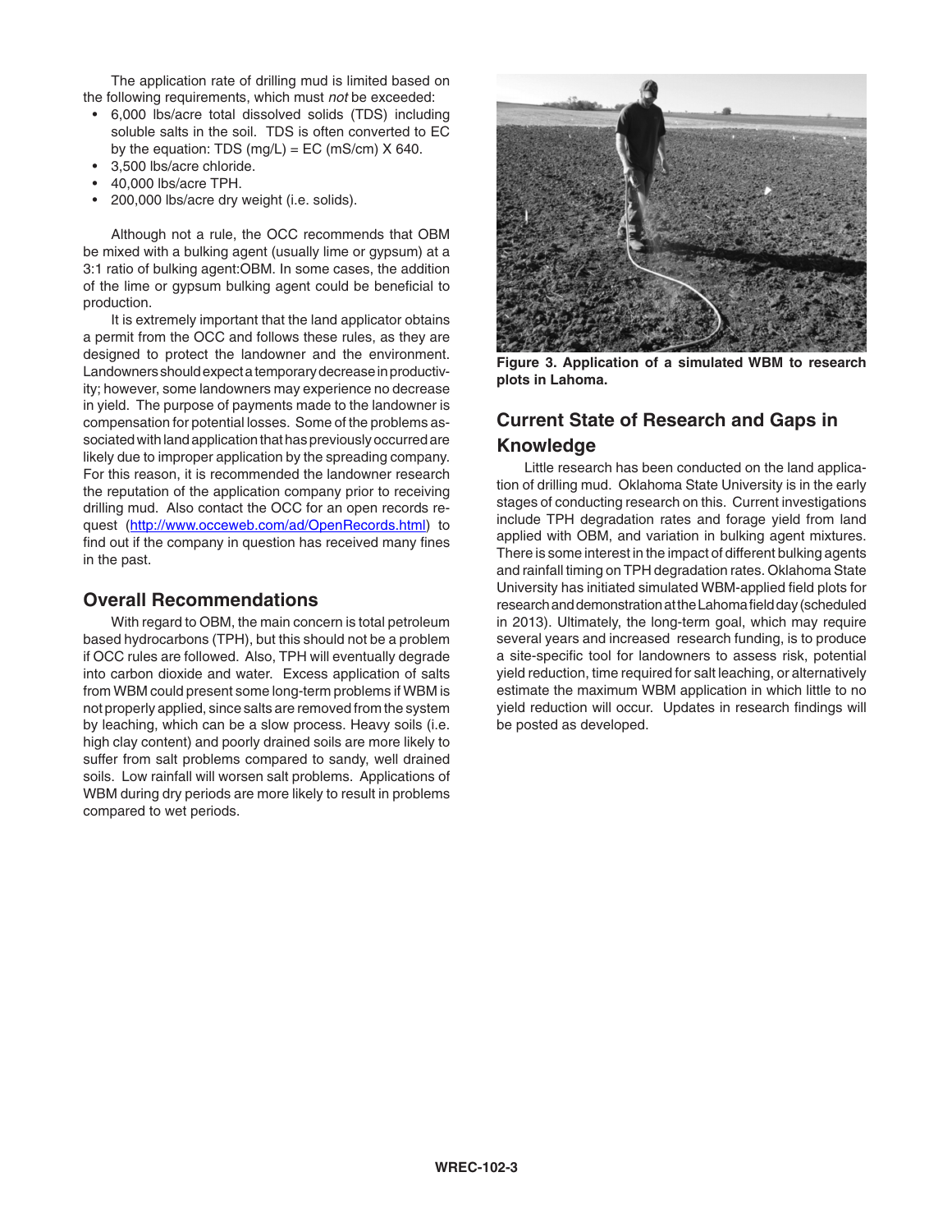The application rate of drilling mud is limited based on the following requirements, which must *not* be exceeded:

- 6,000 lbs/acre total dissolved solids (TDS) including soluble salts in the soil. TDS is often converted to EC by the equation: TDS (mg/L) = EC (mS/cm) X 640.
- 3,500 lbs/acre chloride.
- 40,000 lbs/acre TPH.
- 200,000 lbs/acre dry weight (i.e. solids).

Although not a rule, the OCC recommends that OBM be mixed with a bulking agent (usually lime or gypsum) at a 3:1 ratio of bulking agent:OBM. In some cases, the addition of the lime or gypsum bulking agent could be beneficial to production.

It is extremely important that the land applicator obtains a permit from the OCC and follows these rules, as they are designed to protect the landowner and the environment. Landowners should expect a temporary decrease in productivity; however, some landowners may experience no decrease in yield. The purpose of payments made to the landowner is compensation for potential losses. Some of the problems associated with land application that has previously occurred are likely due to improper application by the spreading company. For this reason, it is recommended the landowner research the reputation of the application company prior to receiving drilling mud. Also contact the OCC for an open records request (http://www.occeweb.com/ad/OpenRecords.html) to find out if the company in question has received many fines in the past.

## Overall Recommendations

With regard to OBM, the main concern is total petroleum based hydrocarbons (TPH), but this should not be a problem if OCC rules are followed. Also, TPH will eventually degrade into carbon dioxide and water. Excess application of salts from WBM could present some long-term problems if WBM is not properly applied, since salts are removed from the system by leaching, which can be a slow process. Heavy soils (i.e. high clay content) and poorly drained soils are more likely to suffer from salt problems compared to sandy, well drained soils. Low rainfall will worsen salt problems. Applications of WBM during dry periods are more likely to result in problems compared to wet periods.

**Figure 3. Application of a simulated WBM to research plots in Lahoma.**

## Current State of Research and Gaps in Knowledge

Little research has been conducted on the land application of drilling mud. Oklahoma State University is in the early stages of conducting research on this. Current investigations include TPH degradation rates and forage yield from land applied with OBM, and variation in bulking agent mixtures. There is some interest in the impact of different bulking agents and rainfall timing on TPH degradation rates. Oklahoma State University has initiated simulated WBM-applied field plots for research and demonstration at the Lahoma field day (scheduled in 2013). Ultimately, the long-term goal, which may require several years and increased research funding, is to produce a site-specific tool for landowners to assess risk, potential yield reduction, time required for salt leaching, or alternatively estimate the maximum WBM application in which little to no yield reduction will occur. Updates in research findings will be posted as developed.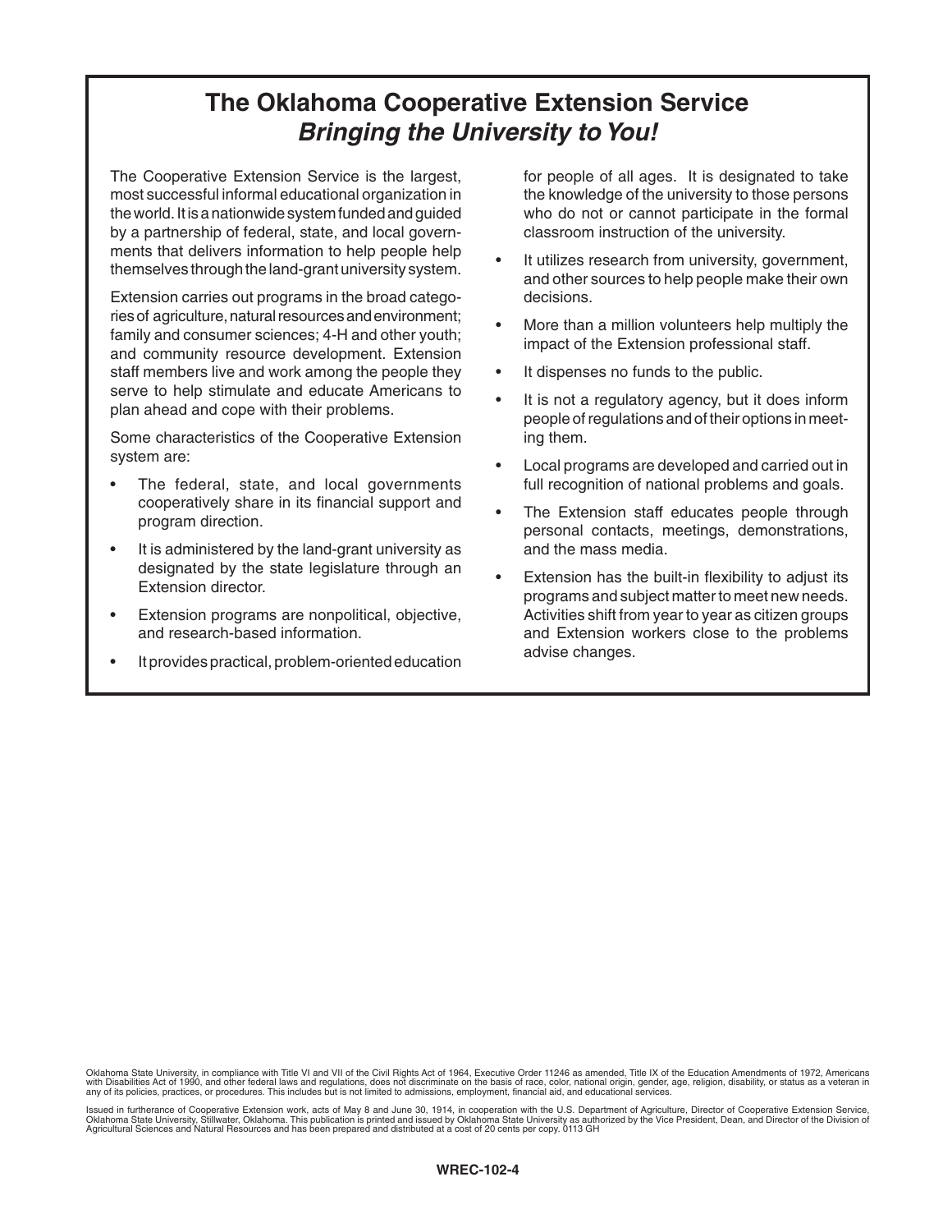# The Oklahoma Cooperative Extension Service
## *Bringing the University to You!*

The Cooperative Extension Service is the largest, most successful informal educational organization in the world. It is a nationwide system funded and guided by a partnership of federal, state, and local governments that delivers information to help people help themselves through the land-grant university system.

Extension carries out programs in the broad categories of agriculture, natural resources and environment; family and consumer sciences; 4-H and other youth; and community resource development. Extension staff members live and work among the people they serve to help stimulate and educate Americans to plan ahead and cope with their problems.

Some characteristics of the Cooperative Extension system are:

- The federal, state, and local governments cooperatively share in its financial support and program direction.
- It is administered by the land-grant university as designated by the state legislature through an Extension director.
- Extension programs are nonpolitical, objective, and research-based information.
- It provides practical, problem-oriented education for people of all ages. It is designated to take the knowledge of the university to those persons who do not or cannot participate in the formal classroom instruction of the university.
- It utilizes research from university, government, and other sources to help people make their own decisions.
- More than a million volunteers help multiply the impact of the Extension professional staff.
- It dispenses no funds to the public.
- It is not a regulatory agency, but it does inform people of regulations and of their options in meeting them.
- Local programs are developed and carried out in full recognition of national problems and goals.
- The Extension staff educates people through personal contacts, meetings, demonstrations, and the mass media.
- Extension has the built-in flexibility to adjust its programs and subject matter to meet new needs. Activities shift from year to year as citizen groups and Extension workers close to the problems advise changes.

Oklahoma State University, in compliance with Title VI and VII of the Civil Rights Act of 1964, Executive Order 11246 as amended, Title IX of the Education Amendments of 1972, Americans with Disabilities Act of 1990, and other federal laws and regulations, does not discriminate on the basis of race, color, national origin, gender, age, religion, disability, or status as a veteran in any of its policies, practices, or procedures. This includes but is not limited to admissions, employment, financial aid, and educational services.

Issued in furtherance of Cooperative Extension work, acts of May 8 and June 30, 1914, in cooperation with the U.S. Department of Agriculture, Director of Cooperative Extension Service, Oklahoma State University, Stillwater, Oklahoma. This publication is printed and issued by Oklahoma State University as authorized by the Vice President, Dean, and Director of the Division of Agricultural Sciences and Natural Resources and has been prepared and distributed at a cost of 20 cents per copy. 0113 GH

**WREC-102-4**